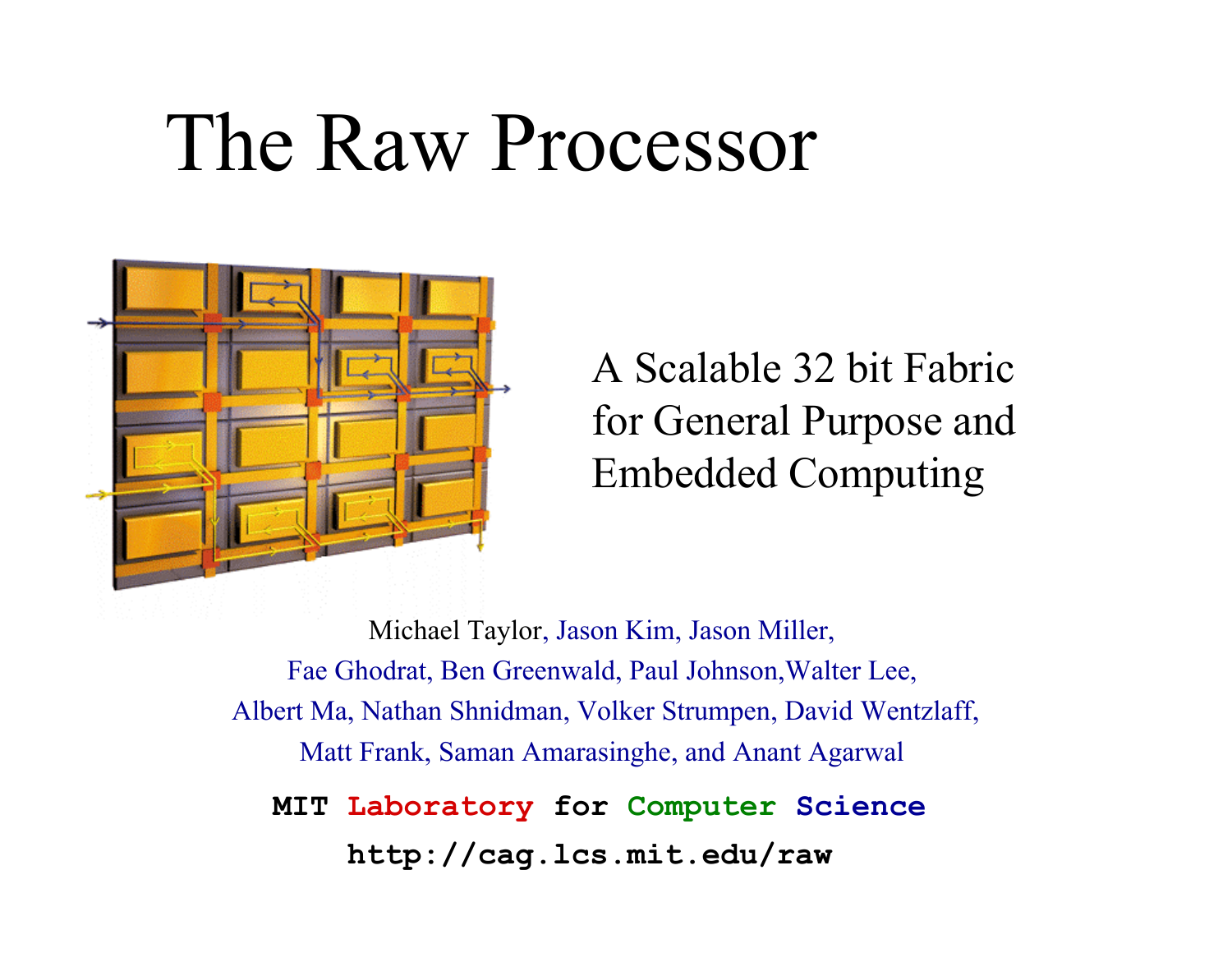# The Raw Processor

A Scalable 32 bit Fabric for General Purpose and Embedded Computing

Michael Taylor, Jason Kim, Jason Miller,
Fae Ghodrat, Ben Greenwald, Paul Johnson, Walter Lee,
Albert Ma, Nathan Shnidman, Volker Strumpen, David Wentzlaff,
Matt Frank, Saman Amarasinghe, and Anant Agarwal

**MIT Laboratory for Computer Science**

**http://cag.lcs.mit.edu/raw**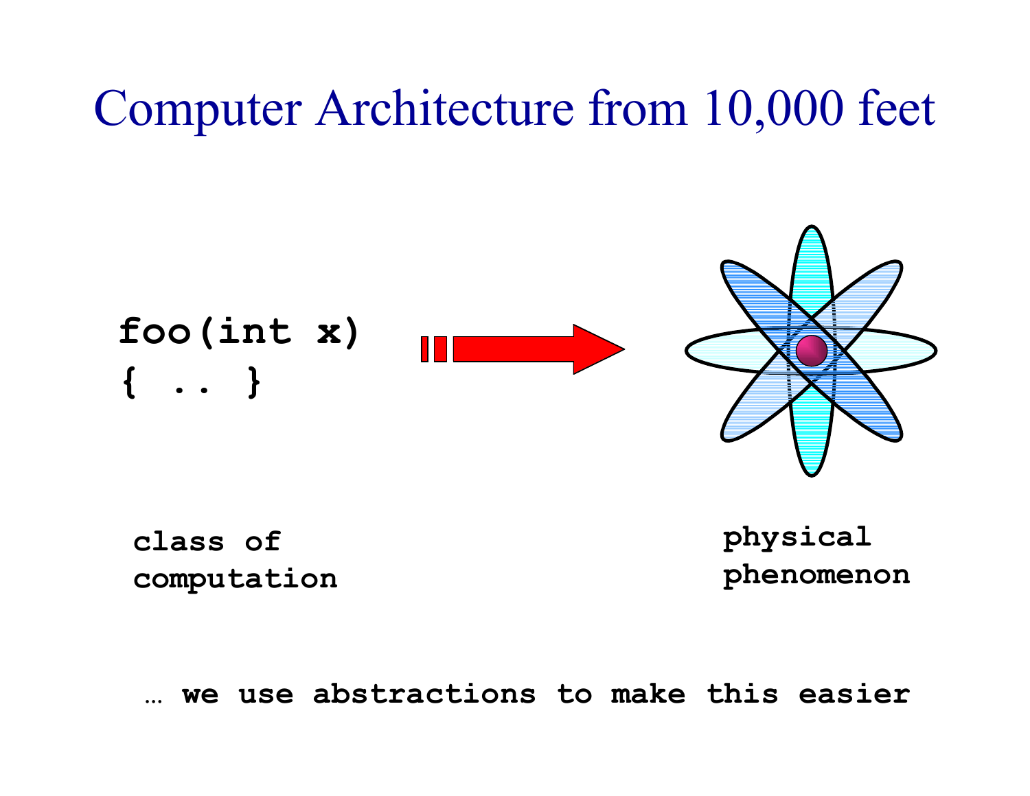# Computer Architecture from 10,000 feet

```
foo(int x)
{ .. }
```

**class of computation**

**physical phenomenon**

… **we use abstractions to make this easier**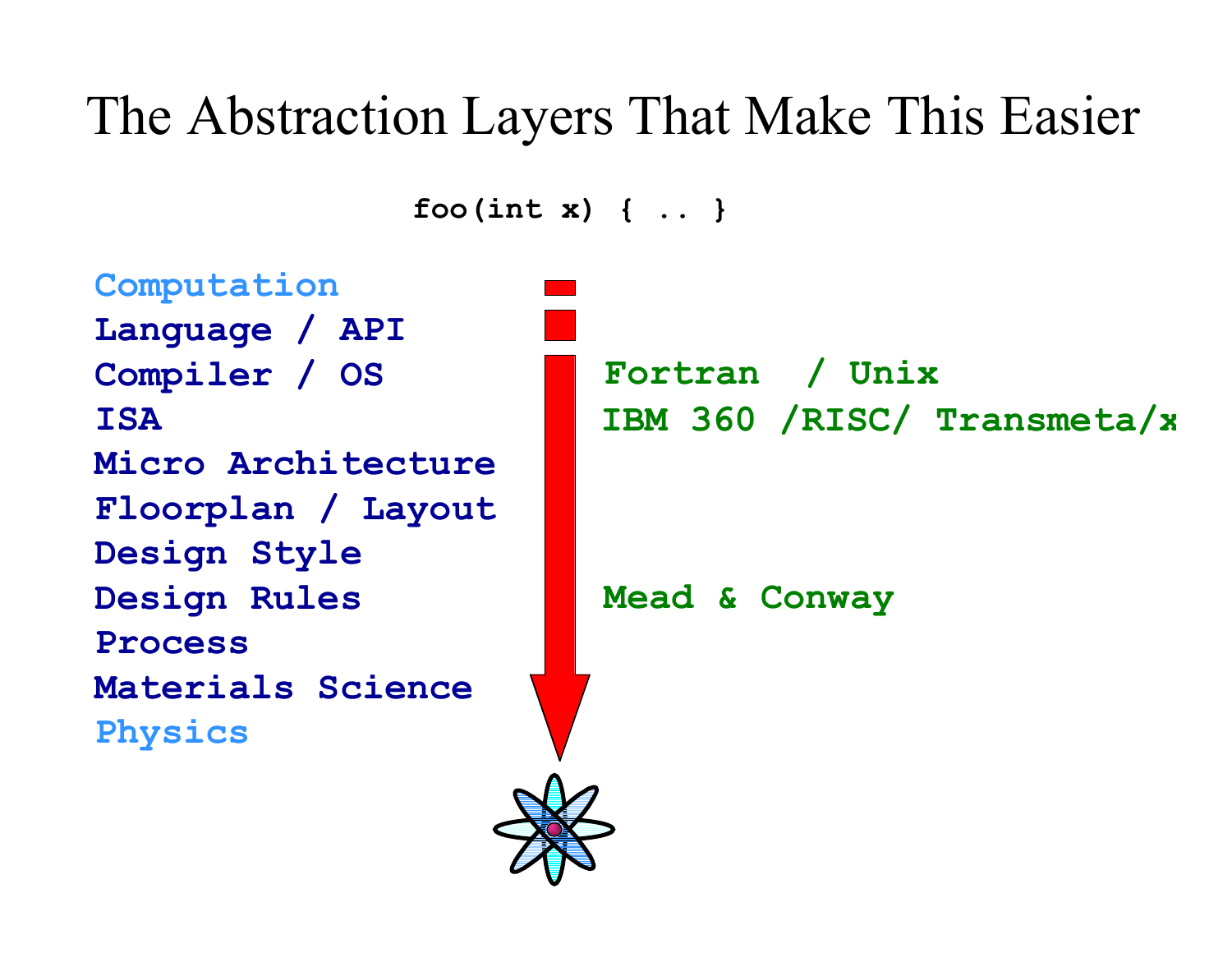# The Abstraction Layers That Make This Easier

```
foo(int x) { .. }
```

- Computation
- Language / API
- Compiler / OS — Fortran / Unix
- ISA — IBM 360 /RISC/ Transmeta/x
- Micro Architecture
- Floorplan / Layout
- Design Style
- Design Rules — Mead & Conway
- Process
- Materials Science
- Physics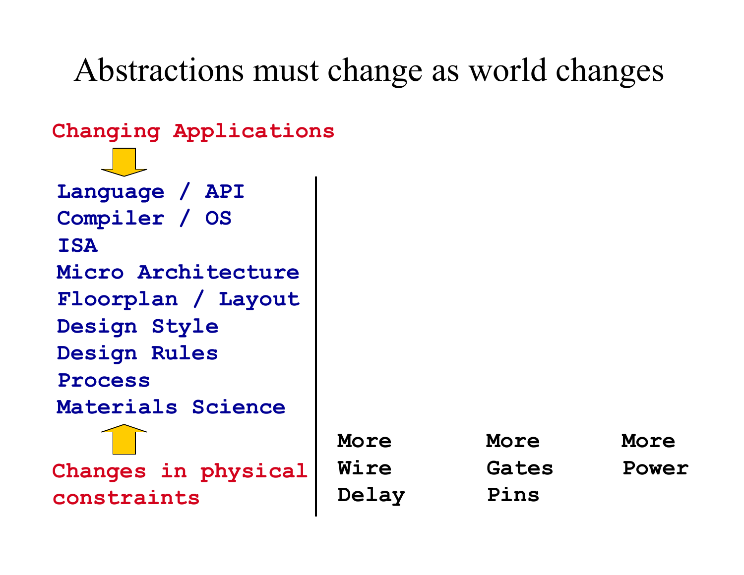# Abstractions must change as world changes

**Changing Applications**

- Language / API
- Compiler / OS
- ISA
- Micro Architecture
- Floorplan / Layout
- Design Style
- Design Rules
- Process
- Materials Science

**Changes in physical constraints**

More Wire Delay

More Gates Pins

More Power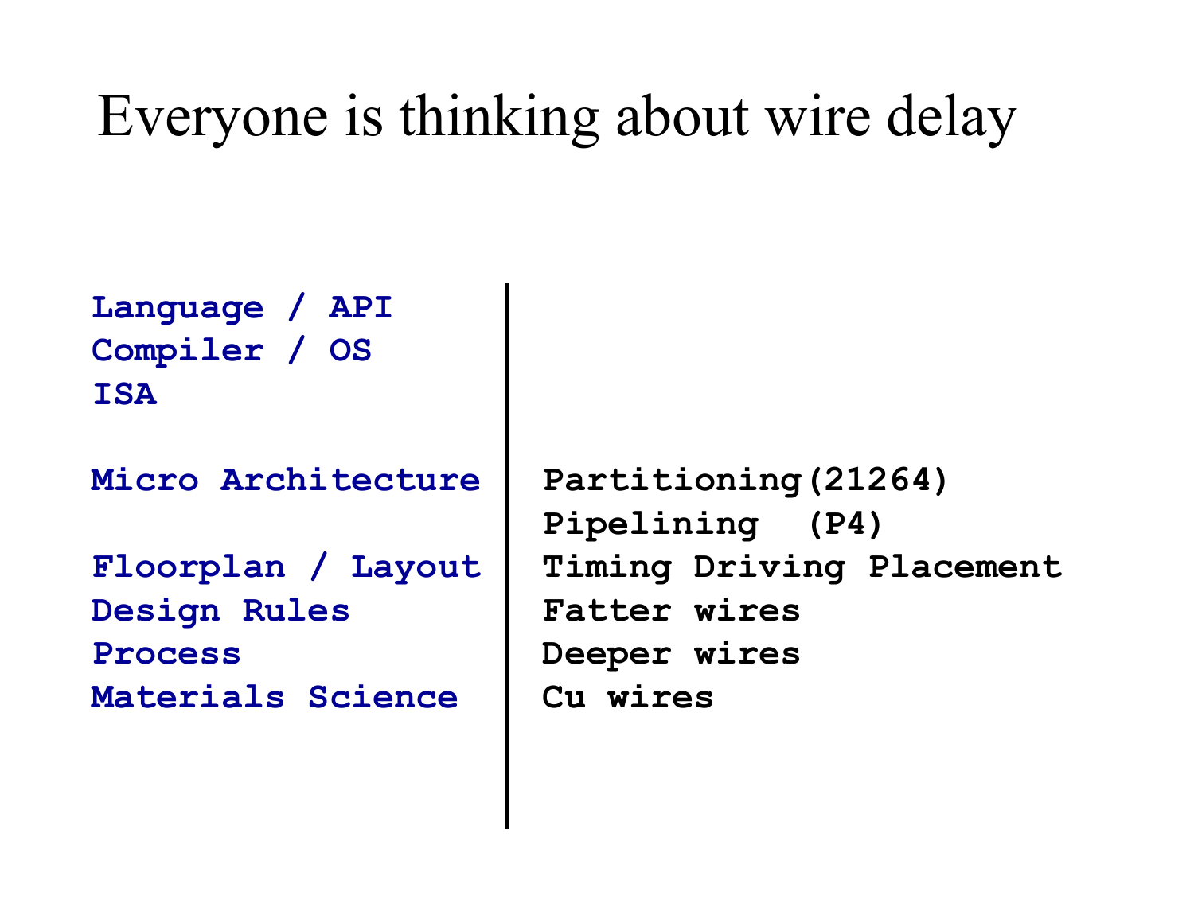# Everyone is thinking about wire delay

| | |
|---|---|
| Language / API | |
| Compiler / OS | |
| ISA | |
| Micro Architecture | Partitioning(21264) |
| | Pipelining (P4) |
| Floorplan / Layout | Timing Driving Placement |
| Design Rules | Fatter wires |
| Process | Deeper wires |
| Materials Science | Cu wires |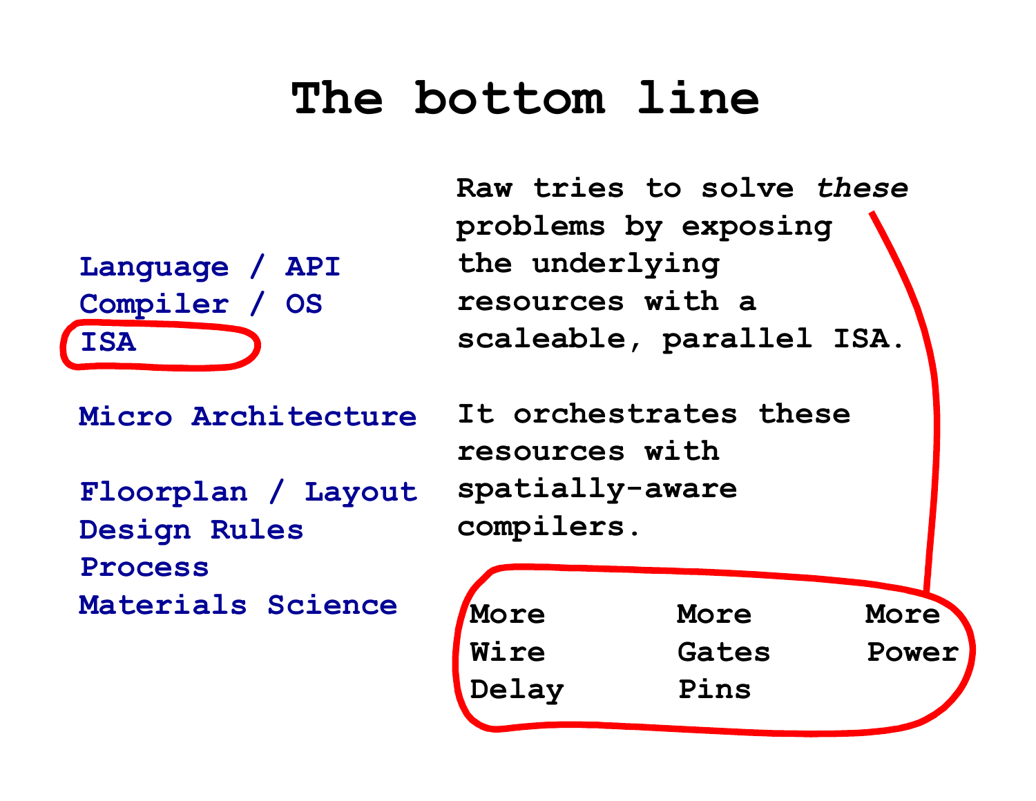# The bottom line

Language / API
Compiler / OS
ISA

Micro Architecture

Floorplan / Layout
Design Rules
Process
Materials Science

**Raw tries to solve *these* problems by exposing the underlying resources with a scaleable, parallel ISA.**

**It orchestrates these resources with spatially-aware compilers.**

| | | |
|---|---|---|
| **More Wire Delay** | **More Gates Pins** | **More Power** |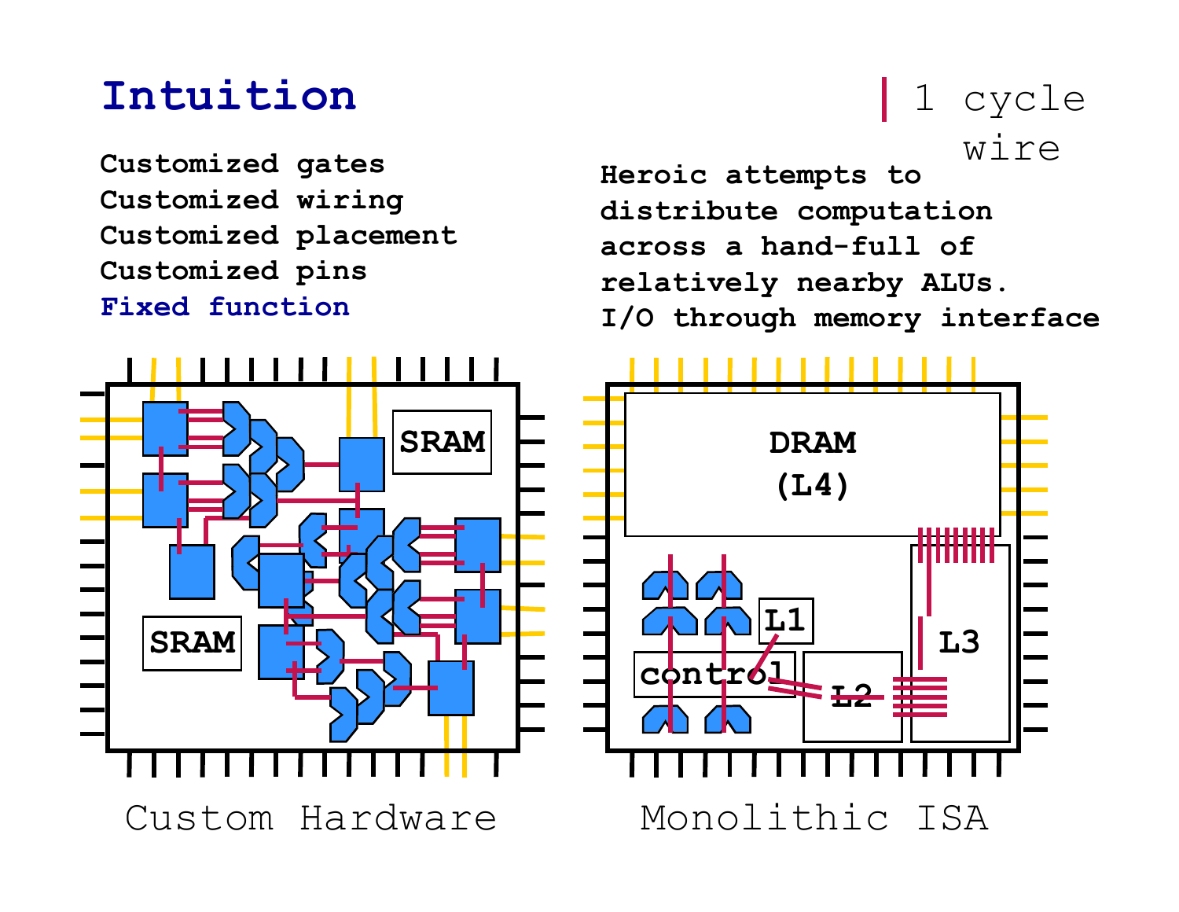# Intuition

Customized gates
Customized wiring
Customized placement
Customized pins
**Fixed function**

1 cycle wire

Heroic attempts to distribute computation across a hand-full of relatively nearby ALUs.
I/O through memory interface

SRAM
SRAM

DRAM
(L4)

L1
control
L2
L3

Custom Hardware

Monolithic ISA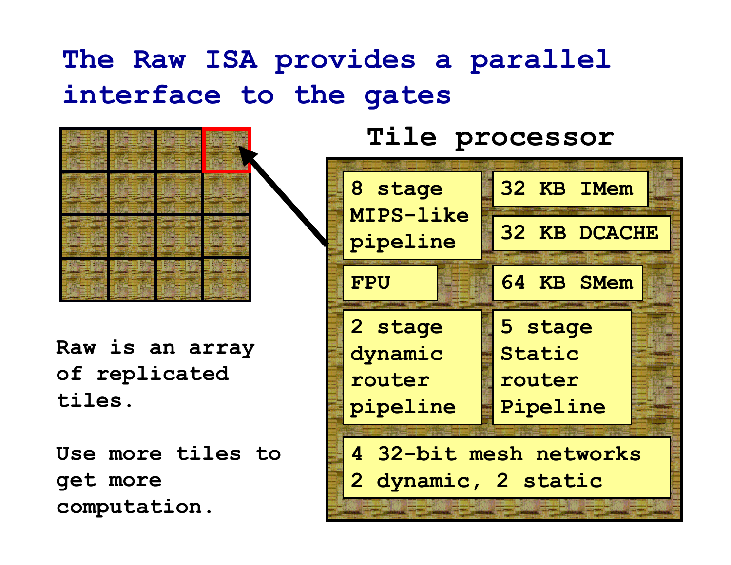# The Raw ISA provides a parallel interface to the gates

Raw is an array of replicated tiles.

Use more tiles to get more computation.

**Tile processor**

- 8 stage MIPS-like pipeline
- 32 KB IMem
- 32 KB DCACHE
- FPU
- 64 KB SMem
- 2 stage dynamic router pipeline
- 5 stage Static router Pipeline
- 4 32-bit mesh networks
  2 dynamic, 2 static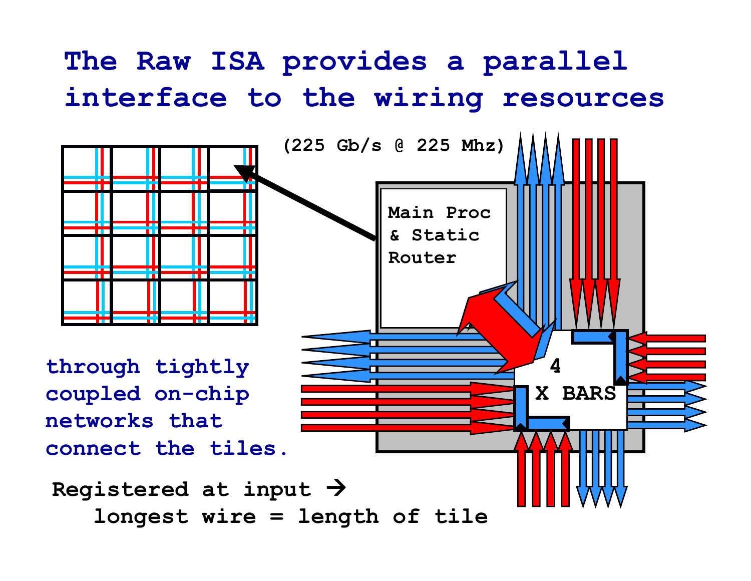# The Raw ISA provides a parallel interface to the wiring resources

(225 Gb/s @ 225 Mhz)

Main Proc & Static Router

4 X BARS

through tightly coupled on-chip networks that connect the tiles.

**Registered at input → longest wire = length of tile**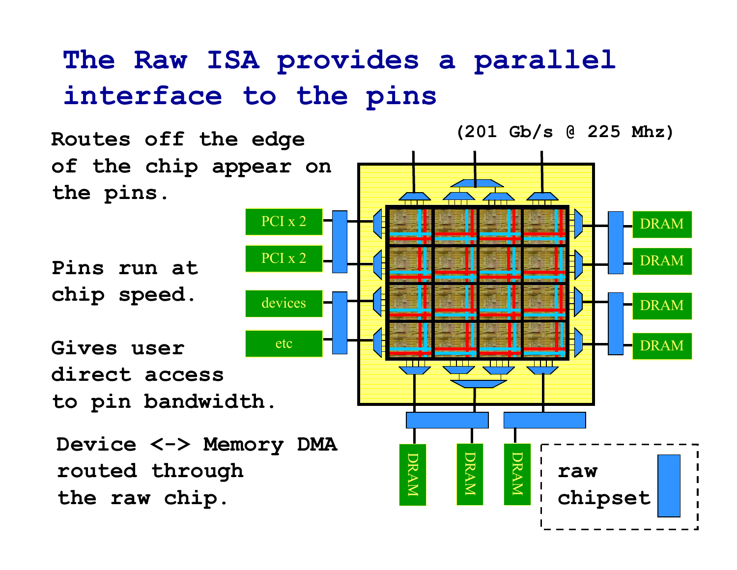# The Raw ISA provides a parallel interface to the pins

Routes off the edge of the chip appear on the pins.

Pins run at chip speed.

Gives user direct access to pin bandwidth.

Device <-> Memory DMA routed through the raw chip.

(201 Gb/s @ 225 Mhz)

PCI x 2

PCI x 2

devices

etc

DRAM

DRAM

DRAM

DRAM

DRAM

DRAM

DRAM

raw chipset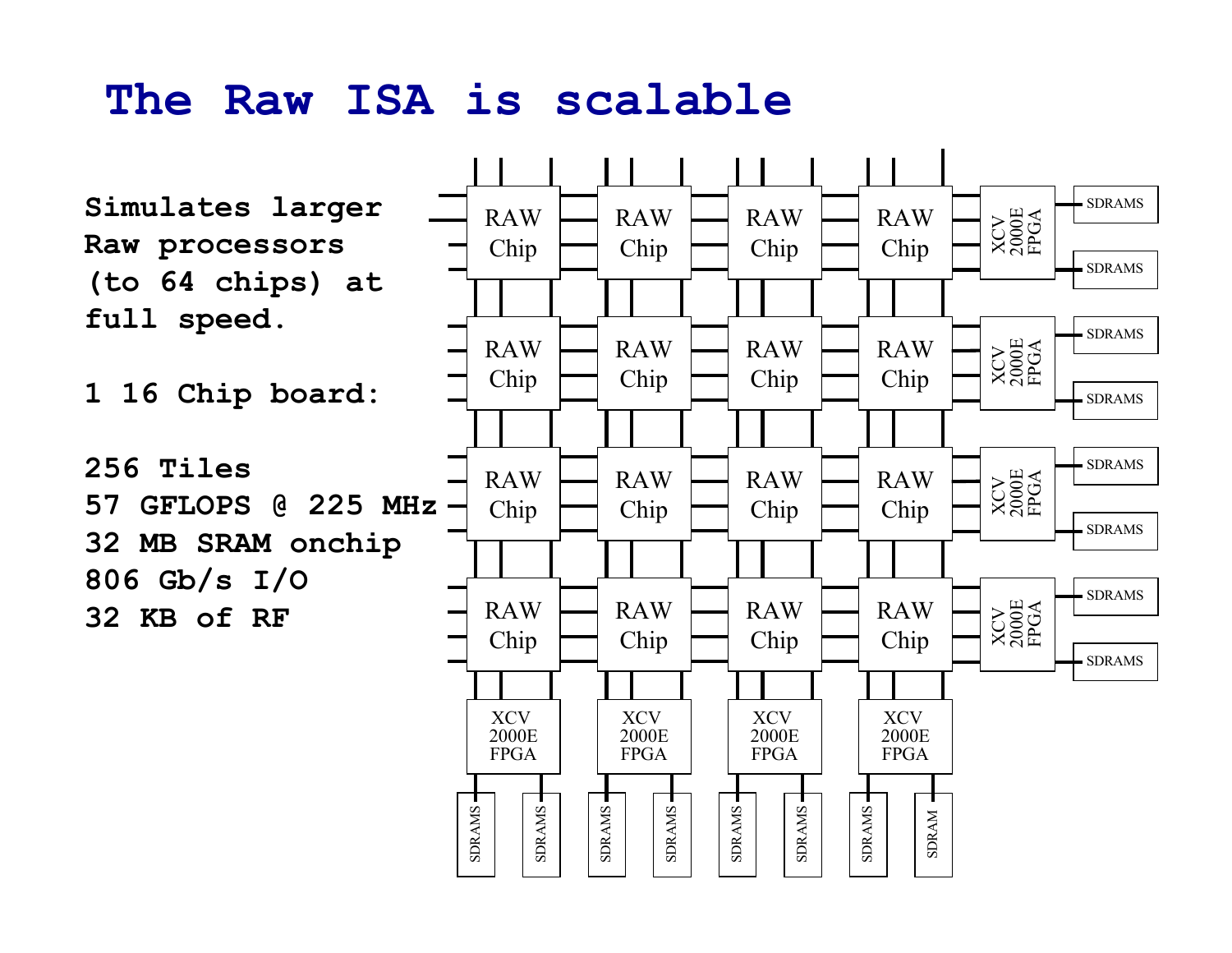# The Raw ISA is scalable

**Simulates larger Raw processors (to 64 chips) at full speed.**

**1 16 Chip board:**

**256 Tiles**
**57 GFLOPS @ 225 MHz**
**32 MB SRAM onchip**
**806 Gb/s I/O**
**32 KB of RF**

| | | | | | |
|---|---|---|---|---|---|
| RAW Chip | RAW Chip | RAW Chip | RAW Chip | XCV 2000E FPGA | SDRAMS / SDRAMS |
| RAW Chip | RAW Chip | RAW Chip | RAW Chip | XCV 2000E FPGA | SDRAMS / SDRAMS |
| RAW Chip | RAW Chip | RAW Chip | RAW Chip | XCV 2000E FPGA | SDRAMS / SDRAMS |
| RAW Chip | RAW Chip | RAW Chip | RAW Chip | XCV 2000E FPGA | SDRAMS / SDRAMS |
| XCV 2000E FPGA | XCV 2000E FPGA | XCV 2000E FPGA | XCV 2000E FPGA | | |
| SDRAMS / SDRAMS | SDRAMS / SDRAMS | SDRAMS / SDRAMS | SDRAMS / SDRAM | | |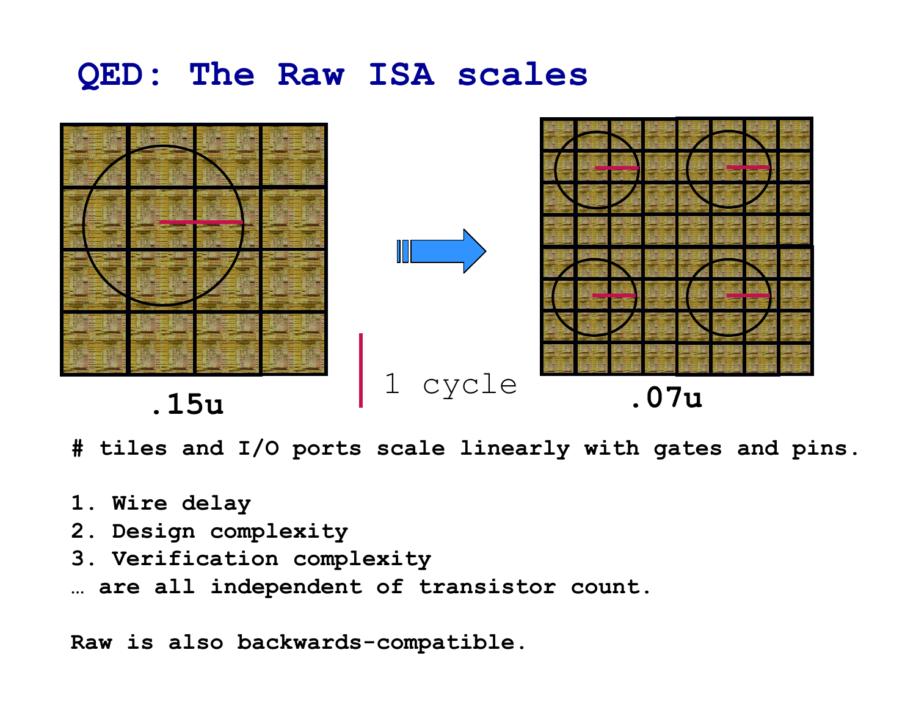# QED: The Raw ISA scales

.15u

1 cycle

.07u

**# tiles and I/O ports scale linearly with gates and pins.**

**1. Wire delay**
**2. Design complexity**
**3. Verification complexity**
**… are all independent of transistor count.**

**Raw is also backwards-compatible.**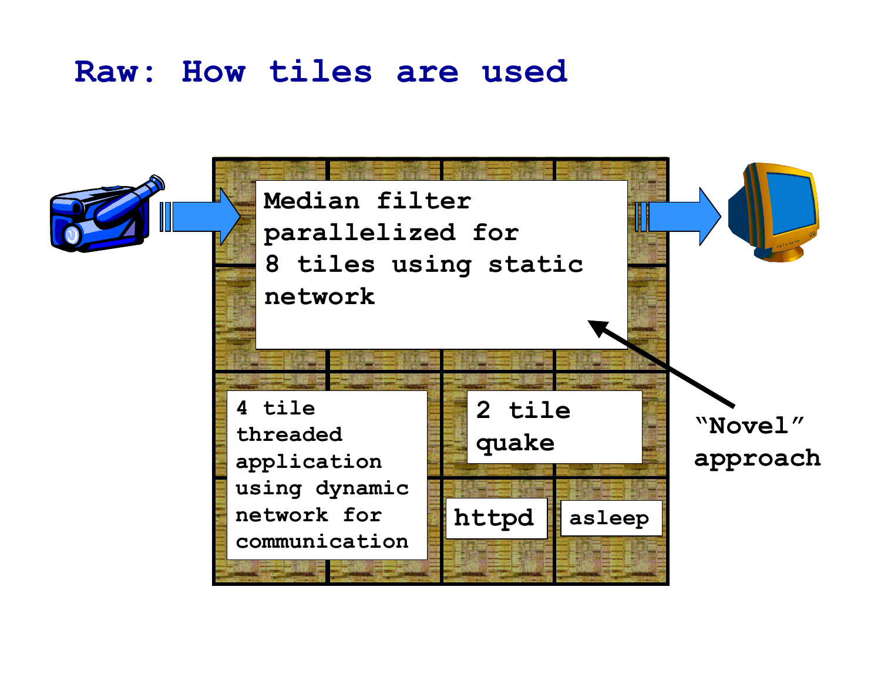# Raw: How tiles are used

Median filter parallelized for 8 tiles using static network

4 tile threaded application using dynamic network for communication

2 tile quake

httpd

asleep

"Novel" approach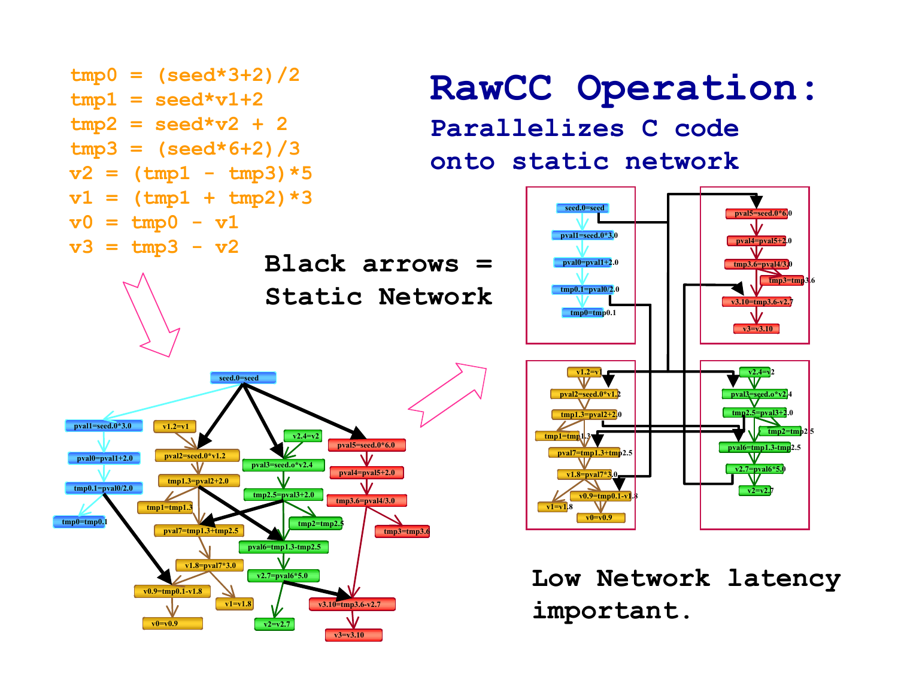# RawCC Operation:

## Parallelizes C code onto static network

```
tmp0 = (seed*3+2)/2
tmp1 = seed*v1+2
tmp2 = seed*v2 + 2
tmp3 = (seed*6+2)/3
v2 = (tmp1 - tmp3)*5
v1 = (tmp1 + tmp2)*3
v0 = tmp0 - v1
v3 = tmp3 - v2
```

Black arrows = Static Network

Low Network latency important.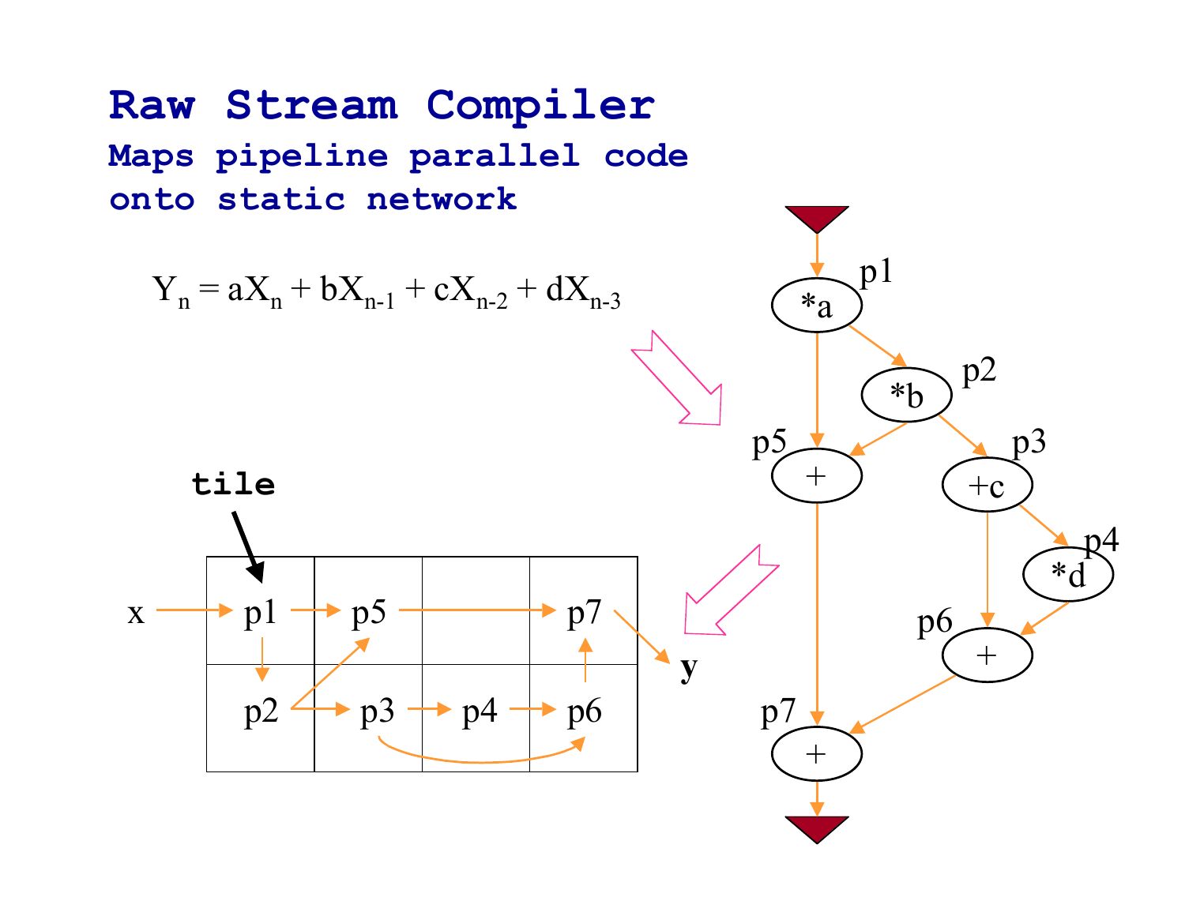# Raw Stream Compiler

## Maps pipeline parallel code onto static network

$$Y_n = aX_n + bX_{n-1} + cX_{n-2} + dX_{n-3}$$

tile

x → p1 → p5 → p7 → y

p2 → p3 → p4 → p6

p1: *a
p2: *b
p3: +c
p4: *d
p5: +
p6: +
p7: +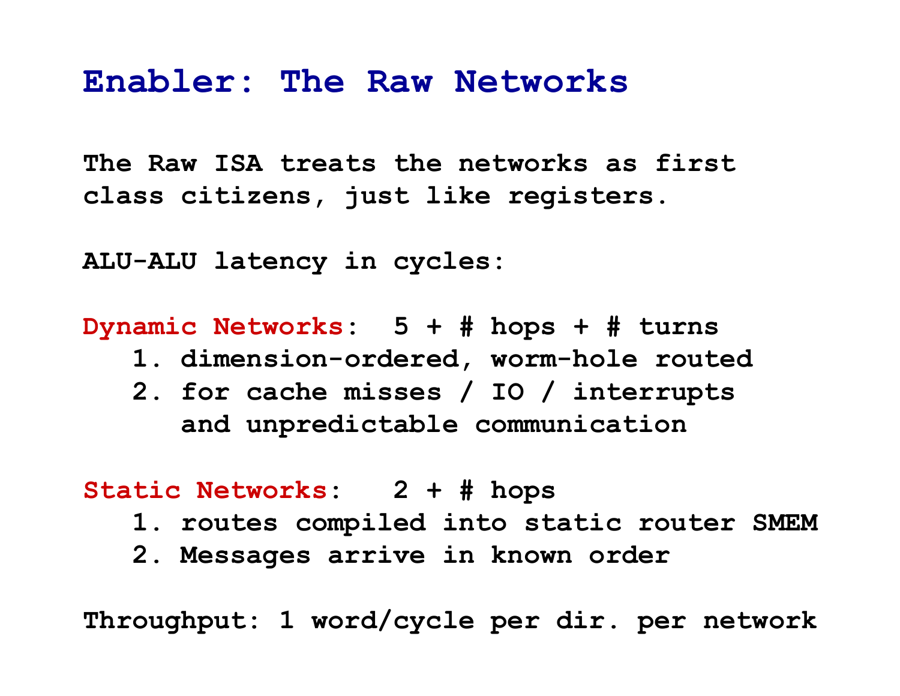# Enabler: The Raw Networks

**The Raw ISA treats the networks as first class citizens, just like registers.**

**ALU-ALU latency in cycles:**

**Dynamic Networks: 5 + # hops + # turns**

1. **dimension-ordered, worm-hole routed**
2. **for cache misses / IO / interrupts and unpredictable communication**

**Static Networks: 2 + # hops**

1. **routes compiled into static router SMEM**
2. **Messages arrive in known order**

**Throughput: 1 word/cycle per dir. per network**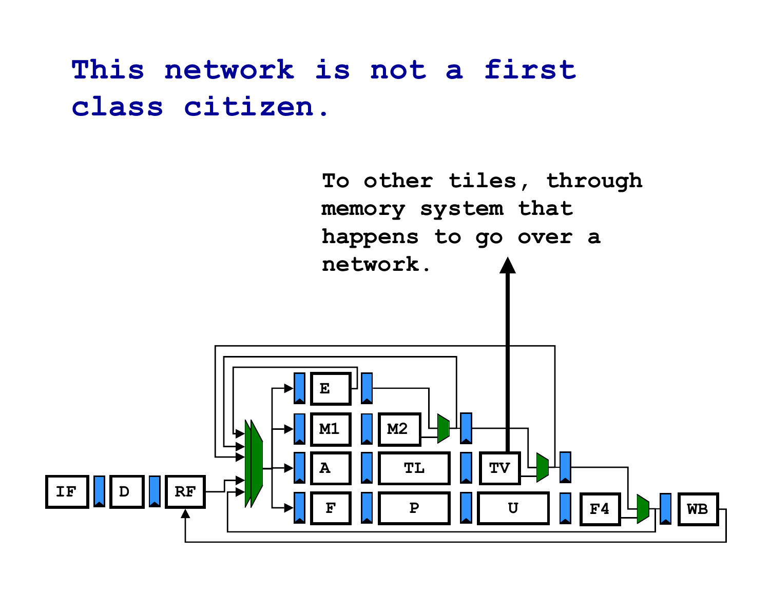# This network is not a first class citizen.

To other tiles, through memory system that happens to go over a network.

IF

D

RF

E

M1

M2

A

TL

TV

F

P

U

F4

WB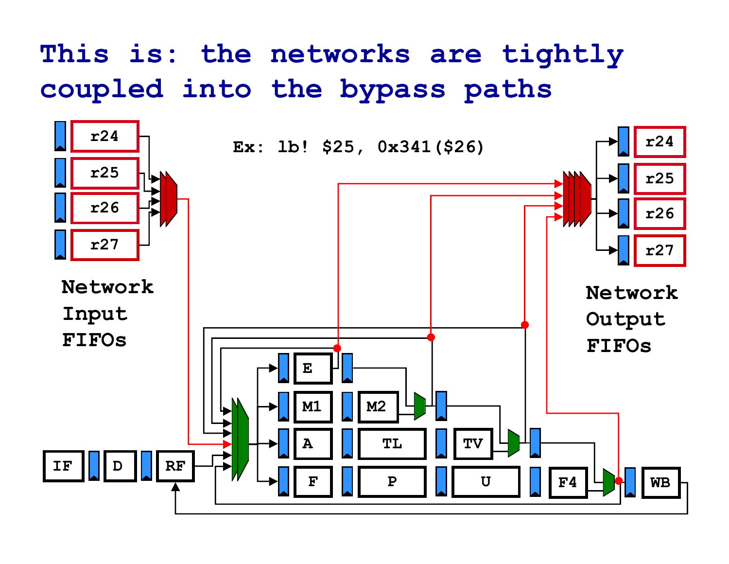# This is: the networks are tightly coupled into the bypass paths

Ex: lb! $25, 0x341($26)

r24
r25
r26
r27

Network Input FIFOs

r24
r25
r26
r27

Network Output FIFOs

IF
D
RF
E
M1
M2
A
TL
TV
F
P
U
F4
WB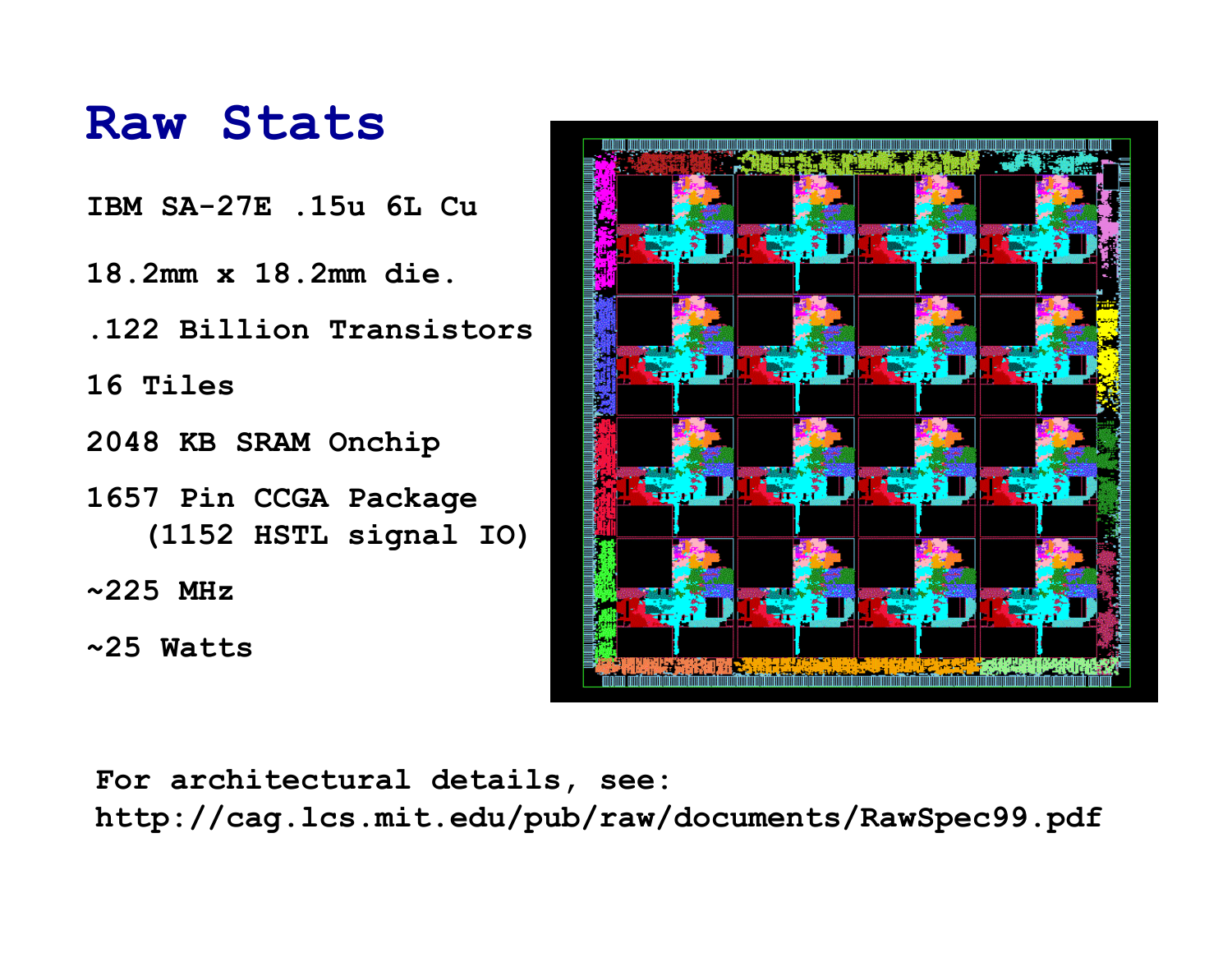# Raw Stats

IBM SA-27E .15u 6L Cu

18.2mm x 18.2mm die.

.122 Billion Transistors

16 Tiles

2048 KB SRAM Onchip

1657 Pin CCGA Package
(1152 HSTL signal IO)

~225 MHz

~25 Watts

For architectural details, see:
http://cag.lcs.mit.edu/pub/raw/documents/RawSpec99.pdf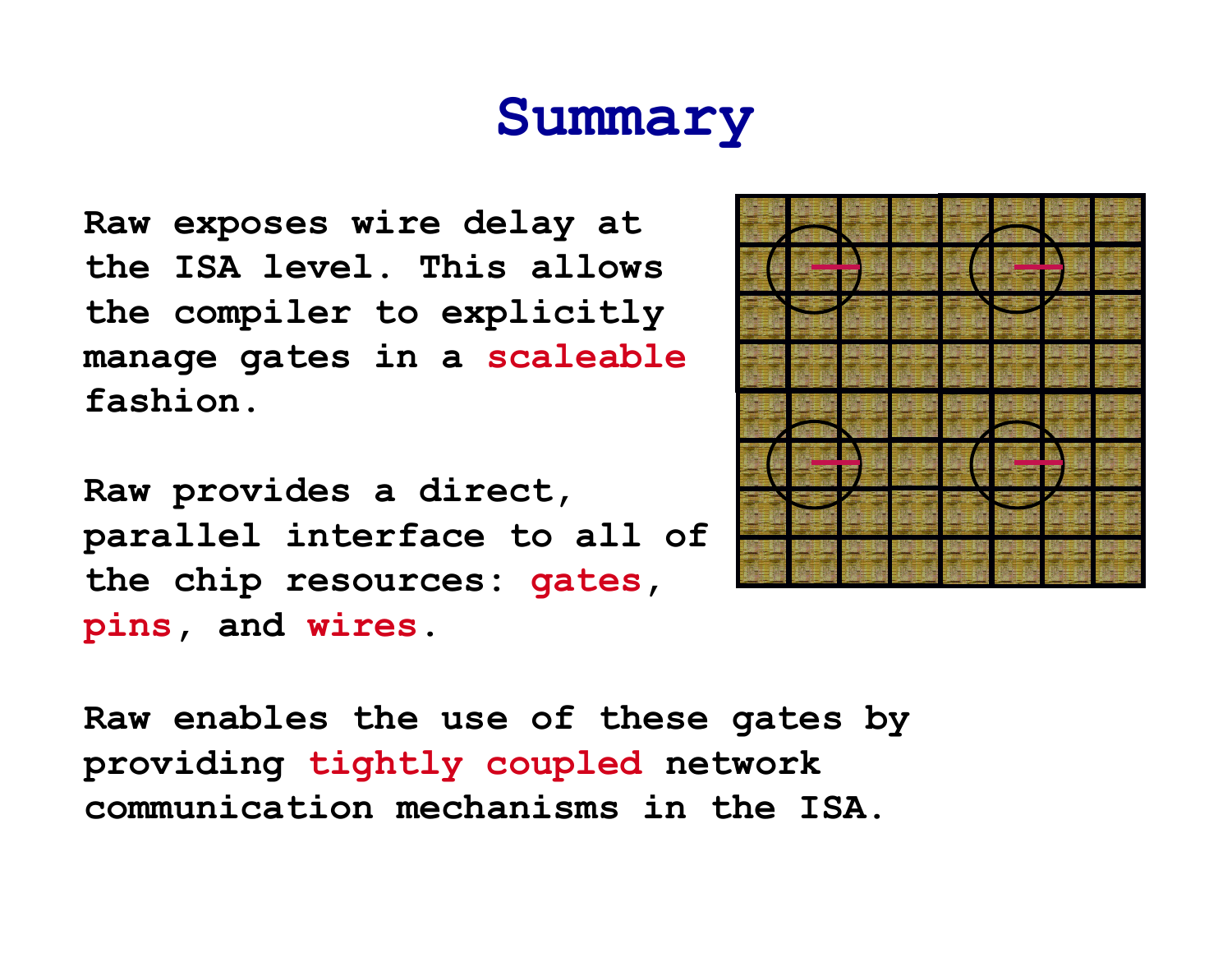# Summary

Raw exposes wire delay at the ISA level. This allows the compiler to explicitly manage gates in a scaleable fashion.

Raw provides a direct, parallel interface to all of the chip resources: gates, pins, and wires.

Raw enables the use of these gates by providing tightly coupled network communication mechanisms in the ISA.